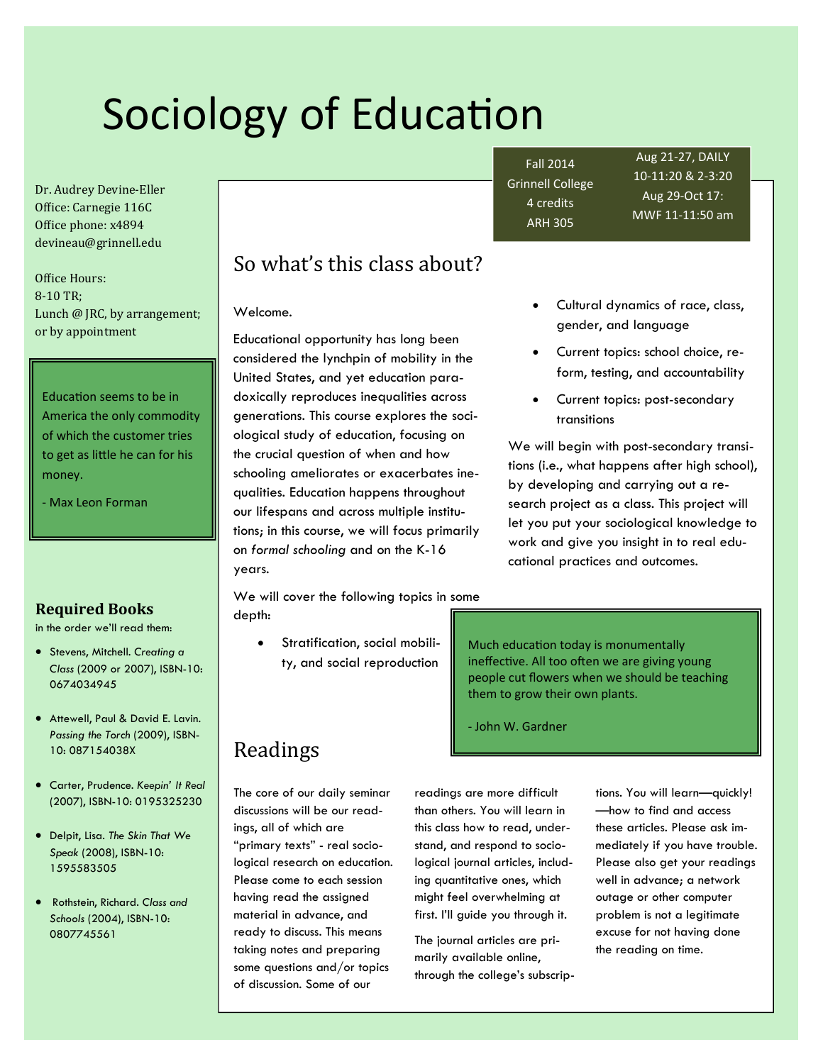# Sociology of Education

Fall 2014
Grinnell College
4 credits
ARH 305

Aug 21-27, DAILY
10-11:20 & 2-3:20
Aug 29-Oct 17:
MWF 11-11:50 am

Dr. Audrey Devine-Eller
Office: Carnegie 116C
Office phone: x4894
devineau@grinnell.edu

Office Hours:
8-10 TR;
Lunch @ JRC, by arrangement;
or by appointment

> Education seems to be in America the only commodity of which the customer tries to get as little he can for his money.
>
> - Max Leon Forman

### Required Books

in the order we'll read them:

- Stevens, Mitchell. *Creating a Class* (2009 or 2007), ISBN-10: 0674034945
- Attewell, Paul & David E. Lavin. *Passing the Torch* (2009), ISBN-10: 087154038X
- Carter, Prudence. *Keepin' It Real* (2007), ISBN-10: 0195325230
- Delpit, Lisa. *The Skin That We Speak* (2008), ISBN-10: 1595583505
- Rothstein, Richard. *Class and Schools* (2004), ISBN-10: 0807745561

## So what's this class about?

Welcome.

Educational opportunity has long been considered the lynchpin of mobility in the United States, and yet education paradoxically reproduces inequalities across generations. This course explores the sociological study of education, focusing on the crucial question of when and how schooling ameliorates or exacerbates inequalities. Education happens throughout our lifespans and across multiple institutions; in this course, we will focus primarily on *formal schooling* and on the K-16 years.

We will cover the following topics in some depth:

- Stratification, social mobility, and social reproduction
- Cultural dynamics of race, class, gender, and language
- Current topics: school choice, reform, testing, and accountability
- Current topics: post-secondary transitions

We will begin with post-secondary transitions (i.e., what happens after high school), by developing and carrying out a research project as a class. This project will let you put your sociological knowledge to work and give you insight in to real educational practices and outcomes.

> Much education today is monumentally ineffective. All too often we are giving young people cut flowers when we should be teaching them to grow their own plants.
>
> - John W. Gardner

## Readings

The core of our daily seminar discussions will be our readings, all of which are "primary texts" - real sociological research on education. Please come to each session having read the assigned material in advance, and ready to discuss. This means taking notes and preparing some questions and/or topics of discussion. Some of our readings are more difficult than others. You will learn in this class how to read, understand, and respond to sociological journal articles, including quantitative ones, which might feel overwhelming at first. I'll guide you through it.

The journal articles are primarily available online, through the college's subscriptions. You will learn—quickly!—how to find and access these articles. Please ask immediately if you have trouble. Please also get your readings well in advance; a network outage or other computer problem is not a legitimate excuse for not having done the reading on time.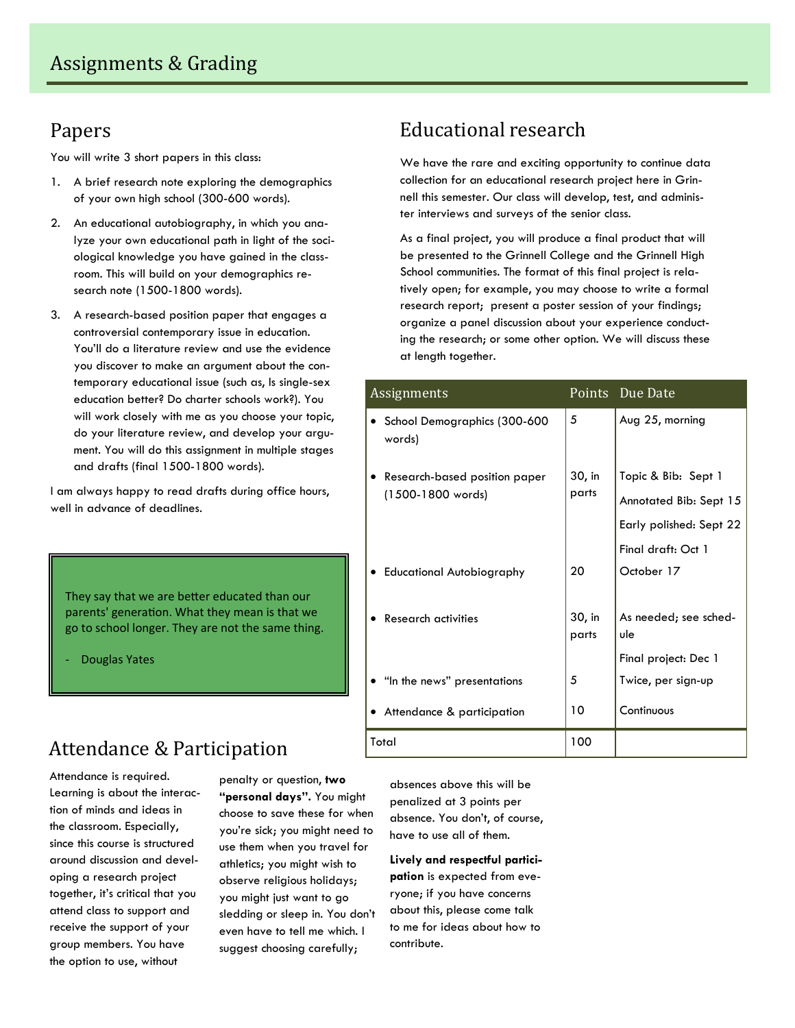# Assignments & Grading

## Papers

You will write 3 short papers in this class:

1. A brief research note exploring the demographics of your own high school (300-600 words).
2. An educational autobiography, in which you analyze your own educational path in light of the sociological knowledge you have gained in the classroom. This will build on your demographics research note (1500-1800 words).
3. A research-based position paper that engages a controversial contemporary issue in education. You'll do a literature review and use the evidence you discover to make an argument about the contemporary educational issue (such as, Is single-sex education better? Do charter schools work?). You will work closely with me as you choose your topic, do your literature review, and develop your argument. You will do this assignment in multiple stages and drafts (final 1500-1800 words).

I am always happy to read drafts during office hours, well in advance of deadlines.

> They say that we are better educated than our parents' generation. What they mean is that we go to school longer. They are not the same thing.
>
> - Douglas Yates

## Educational research

We have the rare and exciting opportunity to continue data collection for an educational research project here in Grinnell this semester. Our class will develop, test, and administer interviews and surveys of the senior class.

As a final project, you will produce a final product that will be presented to the Grinnell College and the Grinnell High School communities. The format of this final project is relatively open; for example, you may choose to write a formal research report; present a poster session of your findings; organize a panel discussion about your experience conducting the research; or some other option. We will discuss these at length together.

| Assignments | Points | Due Date |
|---|---|---|
| • School Demographics (300-600 words) | 5 | Aug 25, morning |
| • Research-based position paper (1500-1800 words) | 30, in parts | Topic & Bib: Sept 1<br>Annotated Bib: Sept 15<br>Early polished: Sept 22<br>Final draft: Oct 1 |
| • Educational Autobiography | 20 | October 17 |
| • Research activities | 30, in parts | As needed; see schedule<br>Final project: Dec 1 |
| • "In the news" presentations | 5 | Twice, per sign-up |
| • Attendance & participation | 10 | Continuous |
| Total | 100 | |

## Attendance & Participation

Attendance is required. Learning is about the interaction of minds and ideas in the classroom. Especially, since this course is structured around discussion and developing a research project together, it's critical that you attend class to support and receive the support of your group members. You have the option to use, without penalty or question, **two "personal days".** You might choose to save these for when you're sick; you might need to use them when you travel for athletics; you might wish to observe religious holidays; you might just want to go sledding or sleep in. You don't even have to tell me which. I suggest choosing carefully; absences above this will be penalized at 3 points per absence. You don't, of course, have to use all of them.

**Lively and respectful participation** is expected from everyone; if you have concerns about this, please come talk to me for ideas about how to contribute.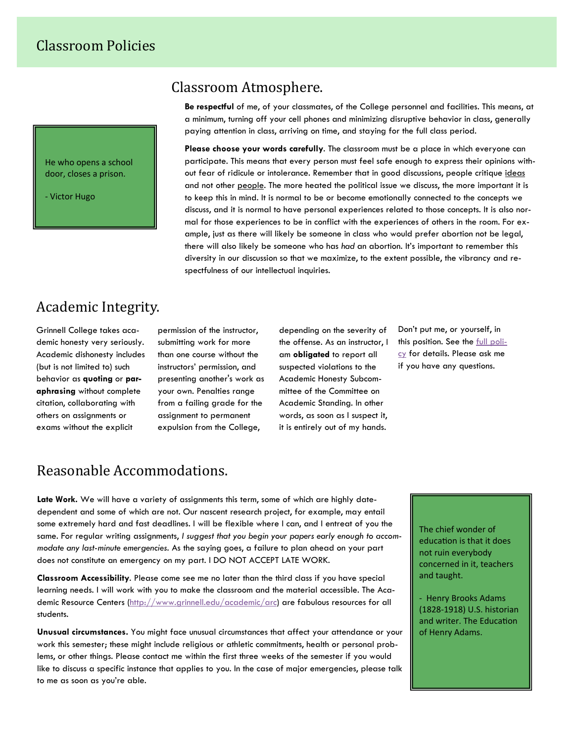# Classroom Policies

> He who opens a school door, closes a prison.
>
> - Victor Hugo

## Classroom Atmosphere.

**Be respectful** of me, of your classmates, of the College personnel and facilities. This means, at a minimum, turning off your cell phones and minimizing disruptive behavior in class, generally paying attention in class, arriving on time, and staying for the full class period.

**Please choose your words carefully**. The classroom must be a place in which everyone can participate. This means that every person must feel safe enough to express their opinions without fear of ridicule or intolerance. Remember that in good discussions, people critique <u>ideas</u> and not other <u>people</u>. The more heated the political issue we discuss, the more important it is to keep this in mind. It is normal to be or become emotionally connected to the concepts we discuss, and it is normal to have personal experiences related to those concepts. It is also normal for those experiences to be in conflict with the experiences of others in the room. For example, just as there will likely be someone in class who would prefer abortion not be legal, there will also likely be someone who has *had* an abortion. It's important to remember this diversity in our discussion so that we maximize, to the extent possible, the vibrancy and respectfulness of our intellectual inquiries.

## Academic Integrity.

Grinnell College takes academic honesty very seriously. Academic dishonesty includes (but is not limited to) such behavior as **quoting** or **paraphrasing** without complete citation, collaborating with others on assignments or exams without the explicit permission of the instructor, submitting work for more than one course without the instructors' permission, and presenting another's work as your own. Penalties range from a failing grade for the assignment to permanent expulsion from the College, depending on the severity of the offense. As an instructor, I am **obligated** to report all suspected violations to the Academic Honesty Subcommittee of the Committee on Academic Standing. In other words, as soon as I suspect it, it is entirely out of my hands. Don't put me, or yourself, in this position. See the full policy for details. Please ask me if you have any questions.

## Reasonable Accommodations.

**Late Work.** We will have a variety of assignments this term, some of which are highly date-dependent and some of which are not. Our nascent research project, for example, may entail some extremely hard and fast deadlines. I will be flexible where I can, and I entreat of you the same. For regular writing assignments, *I suggest that you begin your papers early enough to accommodate any last-minute emergencies.* As the saying goes, a failure to plan ahead on your part does not constitute an emergency on my part. I DO NOT ACCEPT LATE WORK.

**Classroom Accessibility**. Please come see me no later than the third class if you have special learning needs. I will work with you to make the classroom and the material accessible. The Academic Resource Centers (http://www.grinnell.edu/academic/arc) are fabulous resources for all students.

**Unusual circumstances.** You might face unusual circumstances that affect your attendance or your work this semester; these might include religious or athletic commitments, health or personal problems, or other things. Please contact me within the first three weeks of the semester if you would like to discuss a specific instance that applies to you. In the case of major emergencies, please talk to me as soon as you're able.

> The chief wonder of education is that it does not ruin everybody concerned in it, teachers and taught.
>
> - Henry Brooks Adams (1828-1918) U.S. historian and writer. The Education of Henry Adams.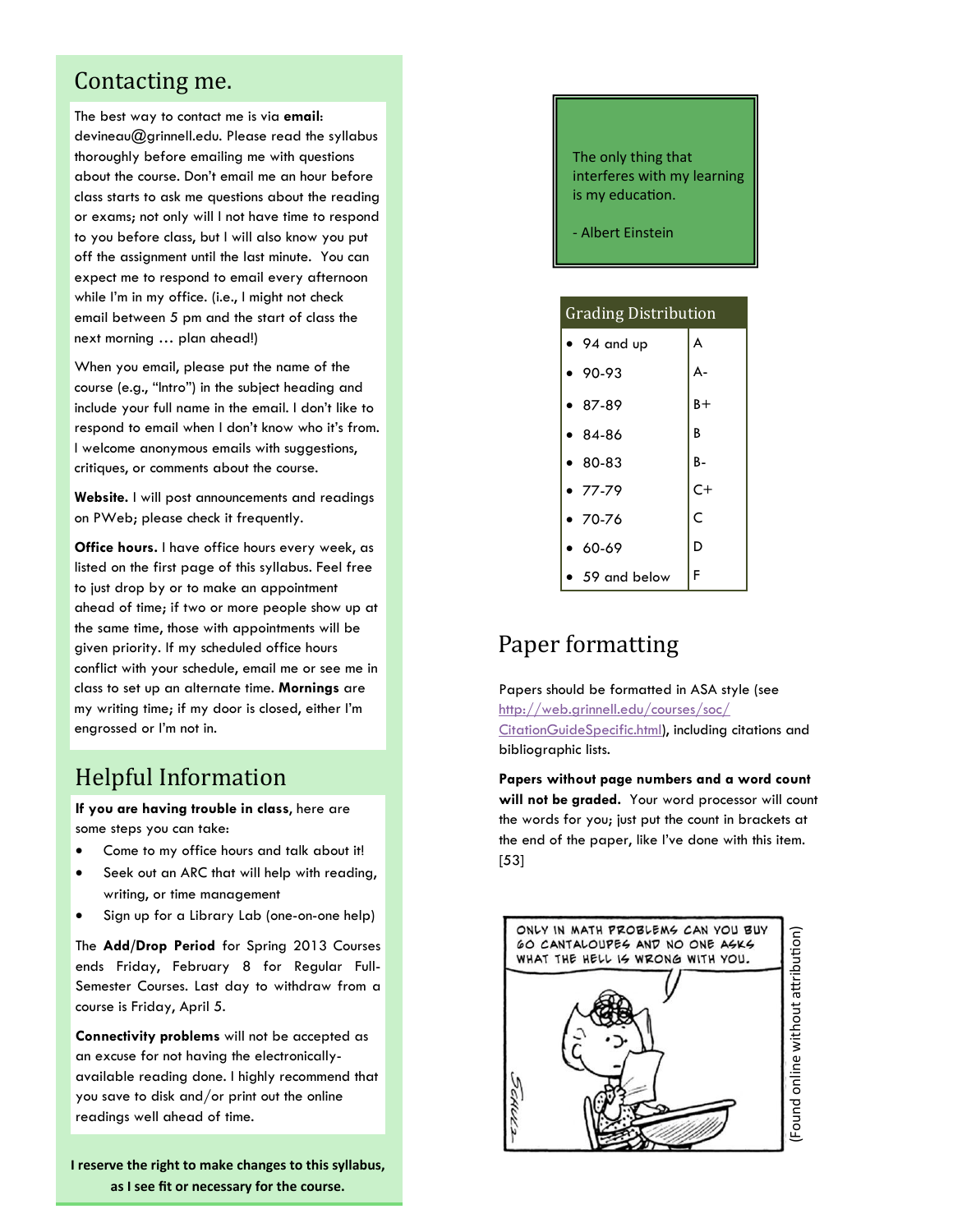## Contacting me.

The best way to contact me is via **email**: devineau@grinnell.edu. Please read the syllabus thoroughly before emailing me with questions about the course. Don't email me an hour before class starts to ask me questions about the reading or exams; not only will I not have time to respond to you before class, but I will also know you put off the assignment until the last minute. You can expect me to respond to email every afternoon while I'm in my office. (i.e., I might not check email between 5 pm and the start of class the next morning … plan ahead!)

When you email, please put the name of the course (e.g., "Intro") in the subject heading and include your full name in the email. I don't like to respond to email when I don't know who it's from. I welcome anonymous emails with suggestions, critiques, or comments about the course.

**Website.** I will post announcements and readings on PWeb; please check it frequently.

**Office hours.** I have office hours every week, as listed on the first page of this syllabus. Feel free to just drop by or to make an appointment ahead of time; if two or more people show up at the same time, those with appointments will be given priority. If my scheduled office hours conflict with your schedule, email me or see me in class to set up an alternate time. **Mornings** are my writing time; if my door is closed, either I'm engrossed or I'm not in.

## Helpful Information

**If you are having trouble in class**, here are some steps you can take:

- Come to my office hours and talk about it!
- Seek out an ARC that will help with reading, writing, or time management
- Sign up for a Library Lab (one-on-one help)

The **Add/Drop Period** for Spring 2013 Courses ends Friday, February 8 for Regular Full-Semester Courses. Last day to withdraw from a course is Friday, April 5.

**Connectivity problems** will not be accepted as an excuse for not having the electronically-available reading done. I highly recommend that you save to disk and/or print out the online readings well ahead of time.

**I reserve the right to make changes to this syllabus, as I see fit or necessary for the course.**

The only thing that interferes with my learning is my education.

- Albert Einstein

| Grading Distribution | |
|---|---|
| 94 and up | A |
| 90-93 | A- |
| 87-89 | B+ |
| 84-86 | B |
| 80-83 | B- |
| 77-79 | C+ |
| 70-76 | C |
| 60-69 | D |
| 59 and below | F |

## Paper formatting

Papers should be formatted in ASA style (see http://web.grinnell.edu/courses/soc/CitationGuideSpecific.html), including citations and bibliographic lists.

**Papers without page numbers and a word count will not be graded.** Your word processor will count the words for you; just put the count in brackets at the end of the paper, like I've done with this item. [53]

ONLY IN MATH PROBLEMS CAN YOU BUY 60 CANTALOUPES AND NO ONE ASKS WHAT THE HELL IS WRONG WITH YOU.

(Found online without attribution)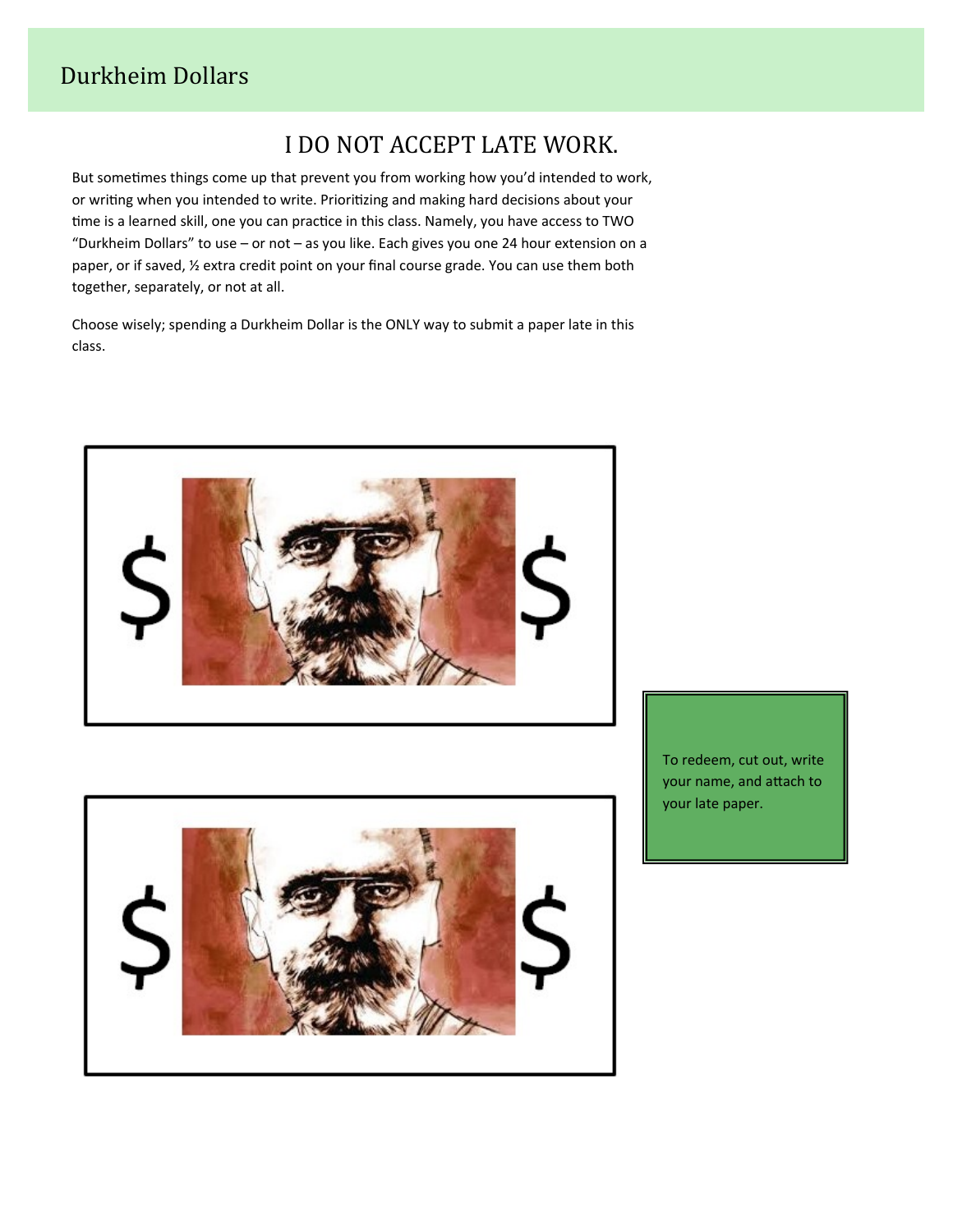## Durkheim Dollars

# I DO NOT ACCEPT LATE WORK.

But sometimes things come up that prevent you from working how you'd intended to work, or writing when you intended to write. Prioritizing and making hard decisions about your time is a learned skill, one you can practice in this class. Namely, you have access to TWO "Durkheim Dollars" to use – or not – as you like. Each gives you one 24 hour extension on a paper, or if saved, ½ extra credit point on your final course grade. You can use them both together, separately, or not at all.

Choose wisely; spending a Durkheim Dollar is the ONLY way to submit a paper late in this class.

To redeem, cut out, write your name, and attach to your late paper.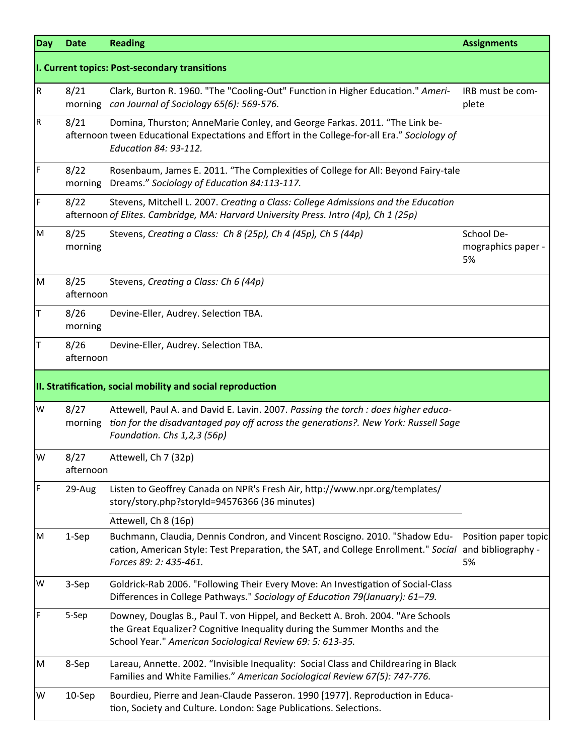| Day | Date | Reading | Assignments |
|---|---|---|---|
| **I. Current topics: Post-secondary transitions** | | | |
| R | 8/21 morning | Clark, Burton R. 1960. "The "Cooling-Out" Function in Higher Education." *American Journal of Sociology 65(6): 569-576.* | IRB must be complete |
| R | 8/21 afternoon | Domina, Thurston; AnneMarie Conley, and George Farkas. 2011. "The Link between Educational Expectations and Effort in the College-for-all Era." *Sociology of Education 84: 93-112.* | |
| F | 8/22 morning | Rosenbaum, James E. 2011. "The Complexities of College for All: Beyond Fairy-tale Dreams." *Sociology of Education 84:113-117.* | |
| F | 8/22 afternoon | Stevens, Mitchell L. 2007. *Creating a Class: College Admissions and the Education of Elites. Cambridge, MA: Harvard University Press. Intro (4p), Ch 1 (25p)* | |
| M | 8/25 morning | Stevens, *Creating a Class: Ch 8 (25p), Ch 4 (45p), Ch 5 (44p)* | School Demographics paper - 5% |
| M | 8/25 afternoon | Stevens, *Creating a Class: Ch 6 (44p)* | |
| T | 8/26 morning | Devine-Eller, Audrey. Selection TBA. | |
| T | 8/26 afternoon | Devine-Eller, Audrey. Selection TBA. | |
| **II. Stratification, social mobility and social reproduction** | | | |
| W | 8/27 morning | Attewell, Paul A. and David E. Lavin. 2007. *Passing the torch : does higher education for the disadvantaged pay off across the generations?. New York: Russell Sage Foundation. Chs 1,2,3 (56p)* | |
| W | 8/27 afternoon | Attewell, Ch 7 (32p) | |
| F | 29-Aug | Listen to Geoffrey Canada on NPR's Fresh Air, http://www.npr.org/templates/story/story.php?storyId=94576366 (36 minutes) | |
| | | Attewell, Ch 8 (16p) | |
| M | 1-Sep | Buchmann, Claudia, Dennis Condron, and Vincent Roscigno. 2010. "Shadow Education, American Style: Test Preparation, the SAT, and College Enrollment." *Social Forces 89: 2: 435-461.* | Position paper topic and bibliography - 5% |
| W | 3-Sep | Goldrick-Rab 2006. "Following Their Every Move: An Investigation of Social-Class Differences in College Pathways." *Sociology of Education 79(January): 61–79.* | |
| F | 5-Sep | Downey, Douglas B., Paul T. von Hippel, and Beckett A. Broh. 2004. "Are Schools the Great Equalizer? Cognitive Inequality during the Summer Months and the School Year." *American Sociological Review 69: 5: 613-35.* | |
| M | 8-Sep | Lareau, Annette. 2002. "Invisible Inequality: Social Class and Childrearing in Black Families and White Families." *American Sociological Review 67(5): 747-776.* | |
| W | 10-Sep | Bourdieu, Pierre and Jean-Claude Passeron. 1990 [1977]. Reproduction in Education, Society and Culture. London: Sage Publications. Selections. | |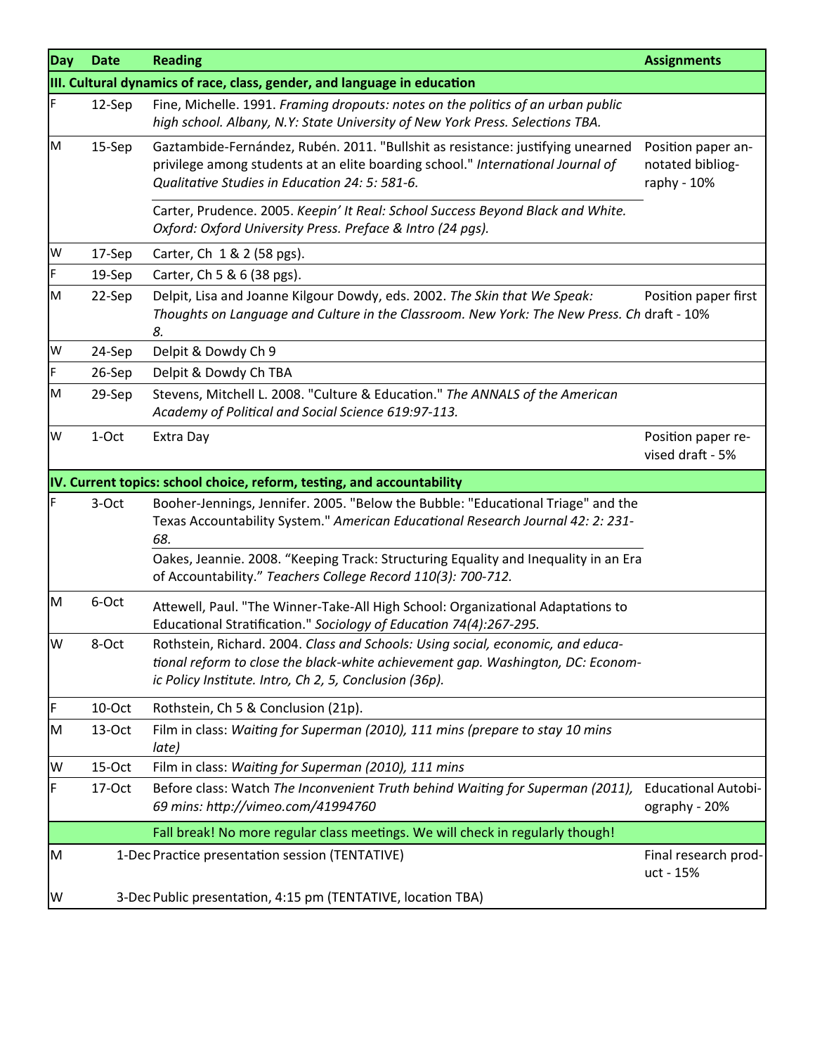| Day | Date | Reading | Assignments |
|---|---|---|---|
| **III. Cultural dynamics of race, class, gender, and language in education** | | | |
| F | 12-Sep | Fine, Michelle. 1991. *Framing dropouts: notes on the politics of an urban public high school. Albany, N.Y: State University of New York Press. Selections TBA.* | |
| M | 15-Sep | Gaztambide-Fernández, Rubén. 2011. "Bullshit as resistance: justifying unearned privilege among students at an elite boarding school." *International Journal of Qualitative Studies in Education 24: 5: 581-6.* | Position paper annotated bibliography - 10% |
| | | Carter, Prudence. 2005. *Keepin' It Real: School Success Beyond Black and White. Oxford: Oxford University Press. Preface & Intro (24 pgs).* | |
| W | 17-Sep | Carter, Ch 1 & 2 (58 pgs). | |
| F | 19-Sep | Carter, Ch 5 & 6 (38 pgs). | |
| M | 22-Sep | Delpit, Lisa and Joanne Kilgour Dowdy, eds. 2002. *The Skin that We Speak: Thoughts on Language and Culture in the Classroom. New York: The New Press. Ch 8.* | Position paper first draft - 10% |
| W | 24-Sep | Delpit & Dowdy Ch 9 | |
| F | 26-Sep | Delpit & Dowdy Ch TBA | |
| M | 29-Sep | Stevens, Mitchell L. 2008. "Culture & Education." *The ANNALS of the American Academy of Political and Social Science 619:97-113.* | |
| W | 1-Oct | Extra Day | Position paper revised draft - 5% |
| **IV. Current topics: school choice, reform, testing, and accountability** | | | |
| F | 3-Oct | Booher-Jennings, Jennifer. 2005. "Below the Bubble: "Educational Triage" and the Texas Accountability System." *American Educational Research Journal 42: 2: 231-68.* | |
| | | Oakes, Jeannie. 2008. "Keeping Track: Structuring Equality and Inequality in an Era of Accountability." *Teachers College Record 110(3): 700-712.* | |
| M | 6-Oct | Attewell, Paul. "The Winner-Take-All High School: Organizational Adaptations to Educational Stratification." *Sociology of Education 74(4):267-295.* | |
| W | 8-Oct | Rothstein, Richard. 2004. *Class and Schools: Using social, economic, and educational reform to close the black-white achievement gap. Washington, DC: Economic Policy Institute. Intro, Ch 2, 5, Conclusion (36p).* | |
| F | 10-Oct | Rothstein, Ch 5 & Conclusion (21p). | |
| M | 13-Oct | Film in class: *Waiting for Superman (2010), 111 mins (prepare to stay 10 mins late)* | |
| W | 15-Oct | Film in class: *Waiting for Superman (2010), 111 mins* | |
| F | 17-Oct | Before class: Watch *The Inconvenient Truth behind Waiting for Superman (2011), 69 mins: http://vimeo.com/41994760* | Educational Autobiography - 20% |
| | | Fall break! No more regular class meetings. We will check in regularly though! | |
| M | 1-Dec | Practice presentation session (TENTATIVE) | Final research product - 15% |
| W | 3-Dec | Public presentation, 4:15 pm (TENTATIVE, location TBA) | |